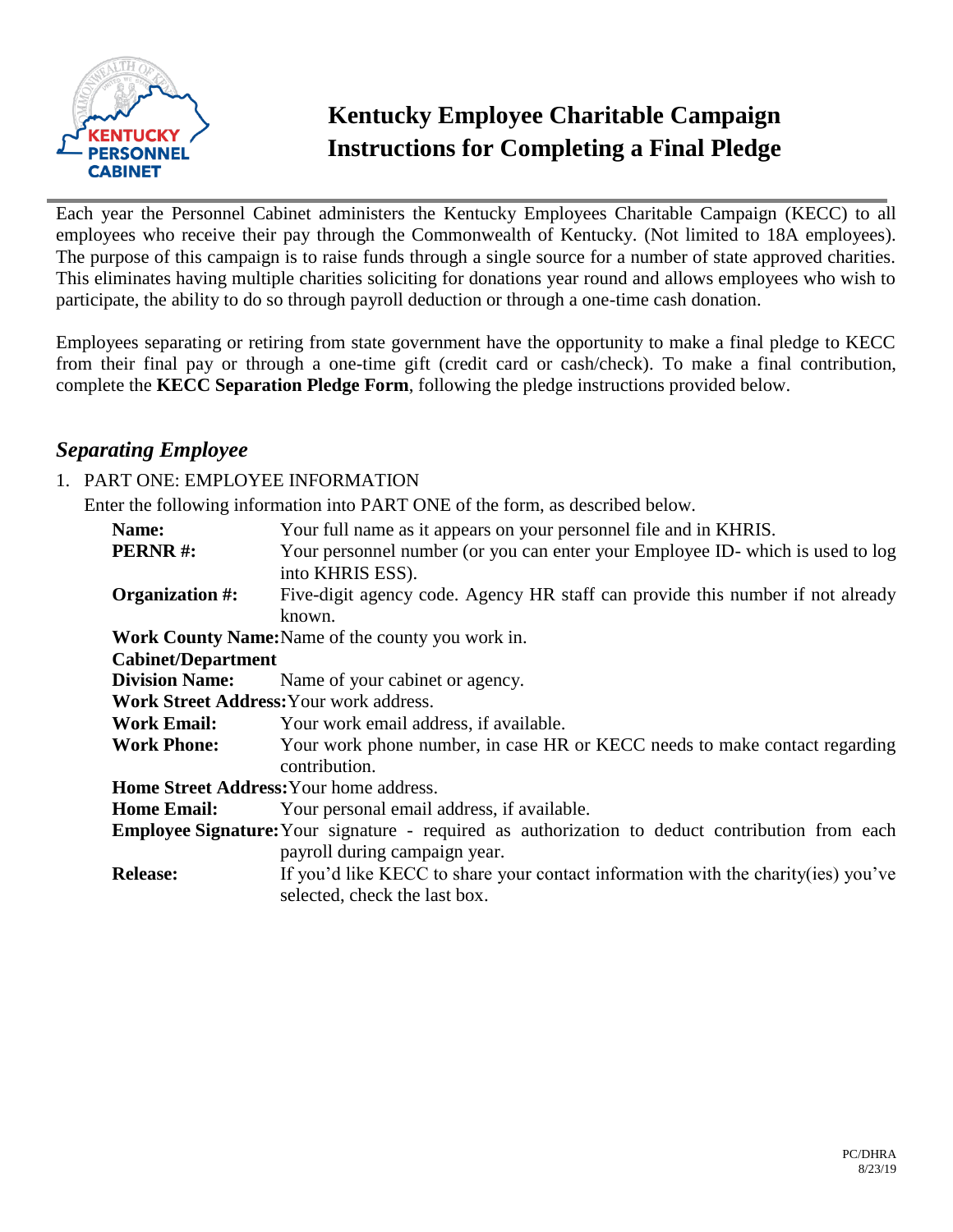# Kentucky Employee Charitable Campaign
# Instructions for Completing a Final Pledge

Each year the Personnel Cabinet administers the Kentucky Employees Charitable Campaign (KECC) to all employees who receive their pay through the Commonwealth of Kentucky. (Not limited to 18A employees). The purpose of this campaign is to raise funds through a single source for a number of state approved charities. This eliminates having multiple charities soliciting for donations year round and allows employees who wish to participate, the ability to do so through payroll deduction or through a one-time cash donation.

Employees separating or retiring from state government have the opportunity to make a final pledge to KECC from their final pay or through a one-time gift (credit card or cash/check). To make a final contribution, complete the **KECC Separation Pledge Form**, following the pledge instructions provided below.

## *Separating Employee*

1. PART ONE: EMPLOYEE INFORMATION

   Enter the following information into PART ONE of the form, as described below.

   **Name:** Your full name as it appears on your personnel file and in KHRIS.

   **PERNR #:** Your personnel number (or you can enter your Employee ID- which is used to log into KHRIS ESS).

   **Organization #:** Five-digit agency code. Agency HR staff can provide this number if not already known.

   **Work County Name:** Name of the county you work in.

   **Cabinet/Department**

   **Division Name:** Name of your cabinet or agency.

   **Work Street Address:** Your work address.

   **Work Email:** Your work email address, if available.

   **Work Phone:** Your work phone number, in case HR or KECC needs to make contact regarding contribution.

   **Home Street Address:** Your home address.

   **Home Email:** Your personal email address, if available.

   **Employee Signature:** Your signature - required as authorization to deduct contribution from each payroll during campaign year.

   **Release:** If you'd like KECC to share your contact information with the charity(ies) you've selected, check the last box.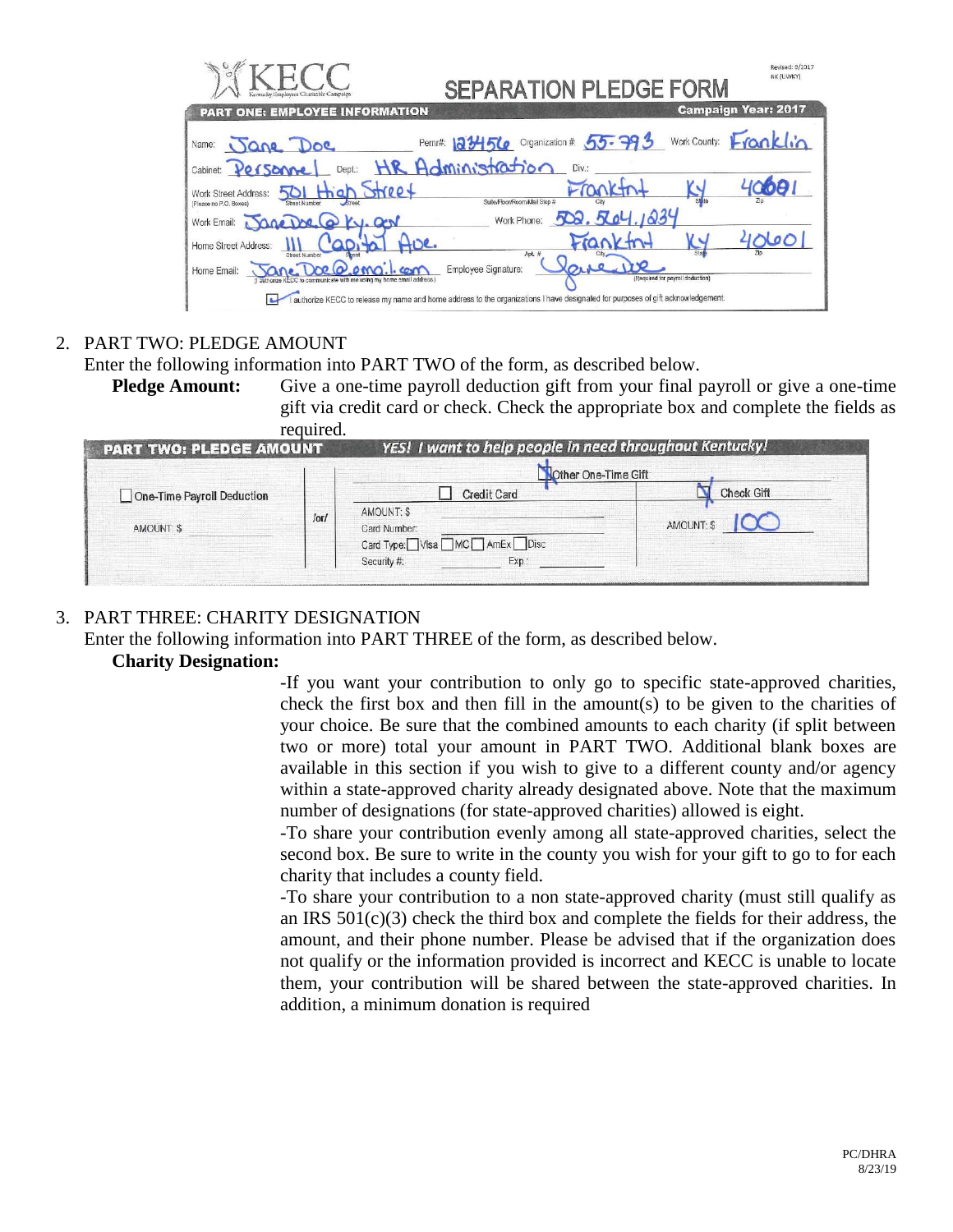KECC
Kentucky Employees Charitable Campaign

# SEPARATION PLEDGE FORM

Revised: 9/2017
BK (UWKY)

**PART ONE: EMPLOYEE INFORMATION** — **Campaign Year: 2017**

Name: Jane Doe Perm#: 123456 Organization #: 55-793 Work County: Franklin

Cabinet: Personnel Dept.: HR Administration Div.:

Work Street Address: (Please no P.O. Boxes) 501 High Street (Street Number / Street) Suite/Floor/Room/Mail Stop # Frankfort (City) KY (State) 40601 (Zip)

Work Email: JaneDoe@ky.gov Work Phone: 502.564.1234

Home Street Address: 111 Capital Ave. (Street Number / Street) Apt. # Frankfort (City) KY (State) 40601 (Zip)

Home Email: Jane.Doe@email.com (I authorize KECC to communicate with me using my home email address.) Employee Signature: Jane Doe (Required for payroll deduction)

☑ I authorize KECC to release my name and home address to the organizations I have designated for purposes of gift acknowledgement.

2. PART TWO: PLEDGE AMOUNT

Enter the following information into PART TWO of the form, as described below.

**Pledge Amount:** Give a one-time payroll deduction gift from your final payroll or give a one-time gift via credit card or check. Check the appropriate box and complete the fields as required.

**PART TWO: PLEDGE AMOUNT** — *YES! I want to help people in need throughout Kentucky!*

☐ One-Time Payroll Deduction

AMOUNT: $

/or/

☒ Other One-Time Gift

☐ Credit Card
AMOUNT: $
Card Number:
Card Type: ☐ Visa ☐ MC ☐ AmEx ☐ Disc
Security #: Exp.:

☒ Check Gift
AMOUNT: $ 100

3. PART THREE: CHARITY DESIGNATION

Enter the following information into PART THREE of the form, as described below.

**Charity Designation:**

-If you want your contribution to only go to specific state-approved charities, check the first box and then fill in the amount(s) to be given to the charities of your choice. Be sure that the combined amounts to each charity (if split between two or more) total your amount in PART TWO. Additional blank boxes are available in this section if you wish to give to a different county and/or agency within a state-approved charity already designated above. Note that the maximum number of designations (for state-approved charities) allowed is eight.

-To share your contribution evenly among all state-approved charities, select the second box. Be sure to write in the county you wish for your gift to go to for each charity that includes a county field.

-To share your contribution to a non state-approved charity (must still qualify as an IRS 501(c)(3) check the third box and complete the fields for their address, the amount, and their phone number. Please be advised that if the organization does not qualify or the information provided is incorrect and KECC is unable to locate them, your contribution will be shared between the state-approved charities. In addition, a minimum donation is required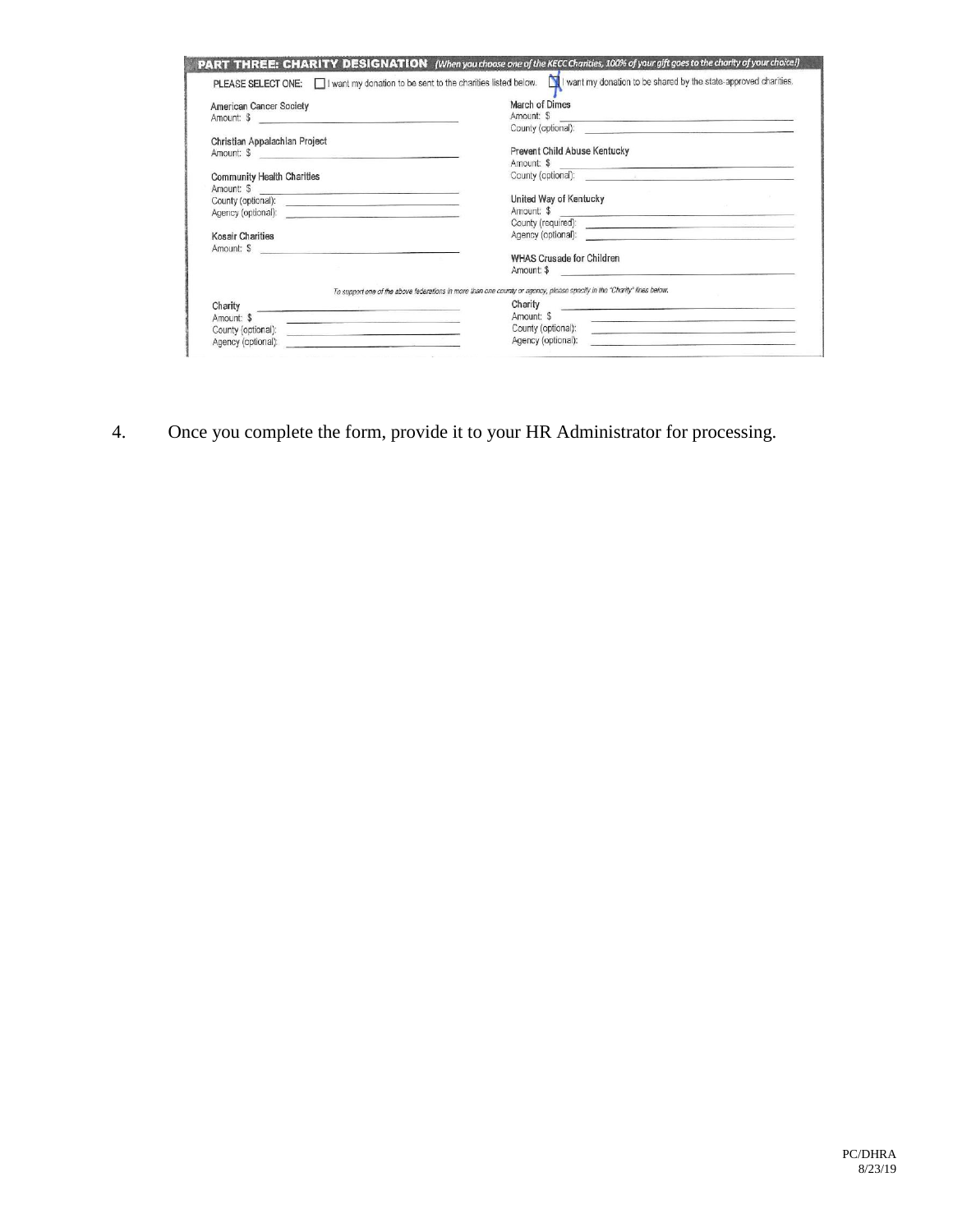**PART THREE: CHARITY DESIGNATION** *(When you choose one of the KECC Charities, 100% of your gift goes to the charity of your choice!)*

PLEASE SELECT ONE: ☐ I want my donation to be sent to the charities listed below. ☒ I want my donation to be shared by the state-approved charities.

American Cancer Society
Amount: $ ____________________

Christian Appalachian Project
Amount: $ ____________________

Community Health Charities
Amount: $ ____________________
County (optional): ____________________
Agency (optional): ____________________

Kosair Charities
Amount: $ ____________________

March of Dimes
Amount: $ ____________________
County (optional): ____________________

Prevent Child Abuse Kentucky
Amount: $ ____________________
County (optional): ____________________

United Way of Kentucky
Amount: $ ____________________
County (required): ____________________
Agency (optional): ____________________

WHAS Crusade for Children
Amount: $ ____________________

*To support one of the above federations in more than one county or agency, please specify in the "Charity" lines below.*

Charity ____________________
Amount: $ ____________________
County (optional): ____________________
Agency (optional): ____________________

Charity ____________________
Amount: $ ____________________
County (optional): ____________________
Agency (optional): ____________________

4. Once you complete the form, provide it to your HR Administrator for processing.

PC/DHRA
8/23/19